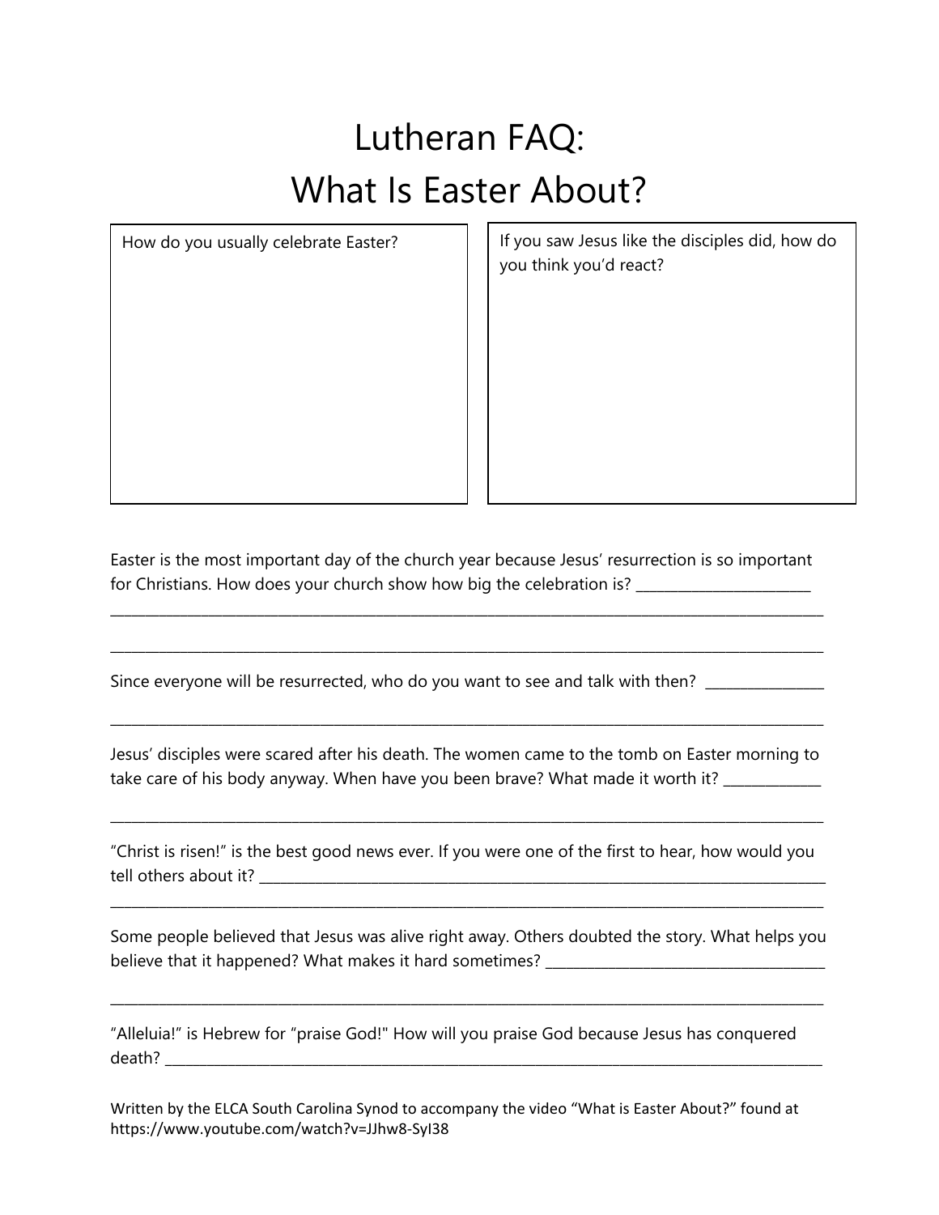# Lutheran FAQ:
# What Is Easter About?

| | |
|---|---|
| How do you usually celebrate Easter? | If you saw Jesus like the disciples did, how do you think you'd react? |

Easter is the most important day of the church year because Jesus' resurrection is so important for Christians. How does your church show how big the celebration is? ______________________

__________________________________________________________________________________________

__________________________________________________________________________________________

Since everyone will be resurrected, who do you want to see and talk with then? _______________

__________________________________________________________________________________________

Jesus' disciples were scared after his death. The women came to the tomb on Easter morning to take care of his body anyway. When have you been brave? What made it worth it? ____________

__________________________________________________________________________________________

"Christ is risen!" is the best good news ever. If you were one of the first to hear, how would you tell others about it? __________________________________________________________________________

__________________________________________________________________________________________

Some people believed that Jesus was alive right away. Others doubted the story. What helps you believe that it happened? What makes it hard sometimes? ___________________________________

__________________________________________________________________________________________

"Alleluia!" is Hebrew for "praise God!" How will you praise God because Jesus has conquered death? ___________________________________________________________________________________

Written by the ELCA South Carolina Synod to accompany the video "What is Easter About?" found at https://www.youtube.com/watch?v=JJhw8-SyI38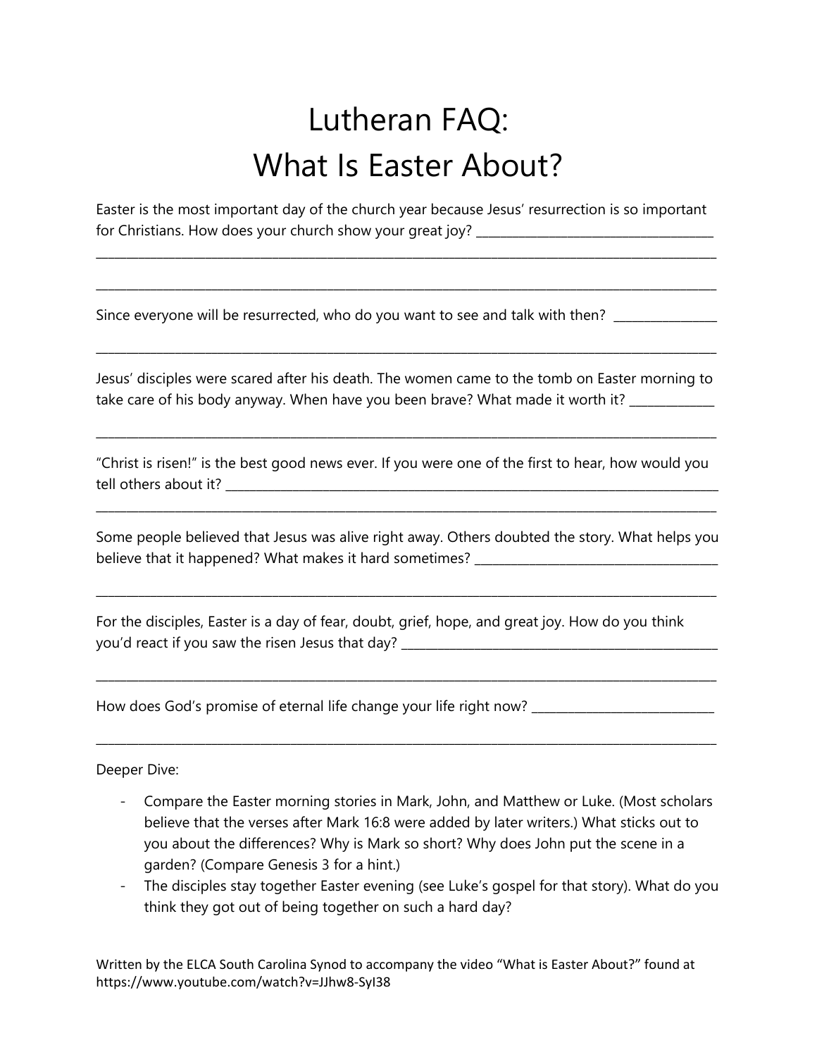# Lutheran FAQ: What Is Easter About?

Easter is the most important day of the church year because Jesus' resurrection is so important for Christians. How does your church show your great joy? ______________________________________

______________________________________________________________________________________________

______________________________________________________________________________________________

Since everyone will be resurrected, who do you want to see and talk with then? ________________

______________________________________________________________________________________________

Jesus' disciples were scared after his death. The women came to the tomb on Easter morning to take care of his body anyway. When have you been brave? What made it worth it? _____________

______________________________________________________________________________________________

"Christ is risen!" is the best good news ever. If you were one of the first to hear, how would you tell others about it? ________________________________________________________________________________

______________________________________________________________________________________________

Some people believed that Jesus was alive right away. Others doubted the story. What helps you believe that it happened? What makes it hard sometimes? ________________________________________

______________________________________________________________________________________________

For the disciples, Easter is a day of fear, doubt, grief, hope, and great joy. How do you think you'd react if you saw the risen Jesus that day? ___________________________________________________

______________________________________________________________________________________________

How does God's promise of eternal life change your life right now? _____________________________

______________________________________________________________________________________________

Deeper Dive:

- Compare the Easter morning stories in Mark, John, and Matthew or Luke. (Most scholars believe that the verses after Mark 16:8 were added by later writers.) What sticks out to you about the differences? Why is Mark so short? Why does John put the scene in a garden? (Compare Genesis 3 for a hint.)
- The disciples stay together Easter evening (see Luke's gospel for that story). What do you think they got out of being together on such a hard day?

Written by the ELCA South Carolina Synod to accompany the video "What is Easter About?" found at https://www.youtube.com/watch?v=JJhw8-SyI38